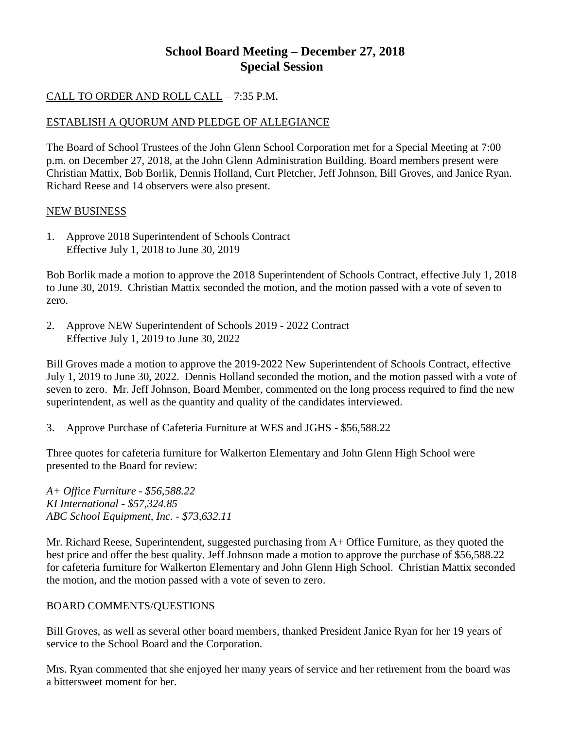# School Board Meeting – December 27, 2018
## Special Session

CALL TO ORDER AND ROLL CALL – 7:35 P.M.

ESTABLISH A QUORUM AND PLEDGE OF ALLEGIANCE

The Board of School Trustees of the John Glenn School Corporation met for a Special Meeting at 7:00 p.m. on December 27, 2018, at the John Glenn Administration Building. Board members present were Christian Mattix, Bob Borlik, Dennis Holland, Curt Pletcher, Jeff Johnson, Bill Groves, and Janice Ryan. Richard Reese and 14 observers were also present.

NEW BUSINESS

1. Approve 2018 Superintendent of Schools Contract
   Effective July 1, 2018 to June 30, 2019

Bob Borlik made a motion to approve the 2018 Superintendent of Schools Contract, effective July 1, 2018 to June 30, 2019. Christian Mattix seconded the motion, and the motion passed with a vote of seven to zero.

2. Approve NEW Superintendent of Schools 2019 - 2022 Contract
   Effective July 1, 2019 to June 30, 2022

Bill Groves made a motion to approve the 2019-2022 New Superintendent of Schools Contract, effective July 1, 2019 to June 30, 2022. Dennis Holland seconded the motion, and the motion passed with a vote of seven to zero. Mr. Jeff Johnson, Board Member, commented on the long process required to find the new superintendent, as well as the quantity and quality of the candidates interviewed.

3. Approve Purchase of Cafeteria Furniture at WES and JGHS - $56,588.22

Three quotes for cafeteria furniture for Walkerton Elementary and John Glenn High School were presented to the Board for review:

*A+ Office Furniture - $56,588.22*
*KI International - $57,324.85*
*ABC School Equipment, Inc. - $73,632.11*

Mr. Richard Reese, Superintendent, suggested purchasing from A+ Office Furniture, as they quoted the best price and offer the best quality. Jeff Johnson made a motion to approve the purchase of $56,588.22 for cafeteria furniture for Walkerton Elementary and John Glenn High School. Christian Mattix seconded the motion, and the motion passed with a vote of seven to zero.

BOARD COMMENTS/QUESTIONS

Bill Groves, as well as several other board members, thanked President Janice Ryan for her 19 years of service to the School Board and the Corporation.

Mrs. Ryan commented that she enjoyed her many years of service and her retirement from the board was a bittersweet moment for her.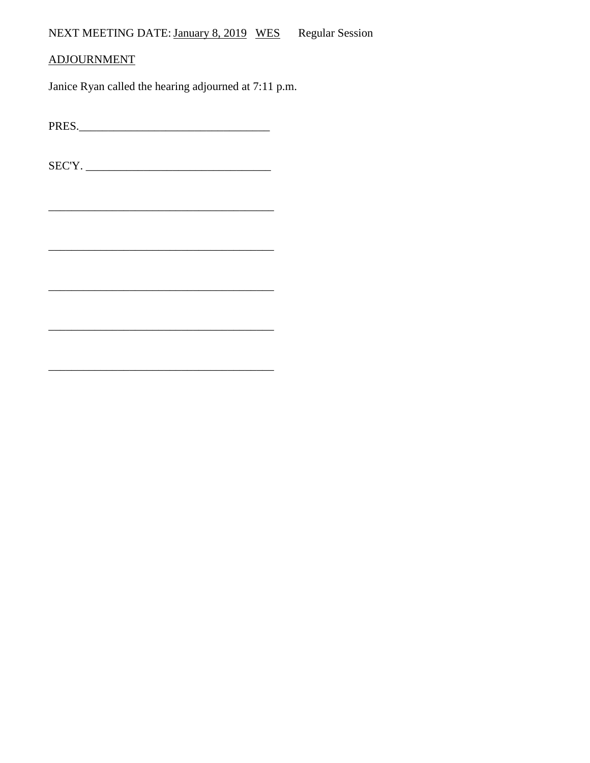NEXT MEETING DATE: January 8, 2019   WES      Regular Session

ADJOURNMENT

Janice Ryan called the hearing adjourned at 7:11 p.m.

PRES.________________________________

SEC'Y. _______________________________

_______________________________________

_______________________________________

_______________________________________

_______________________________________

_______________________________________